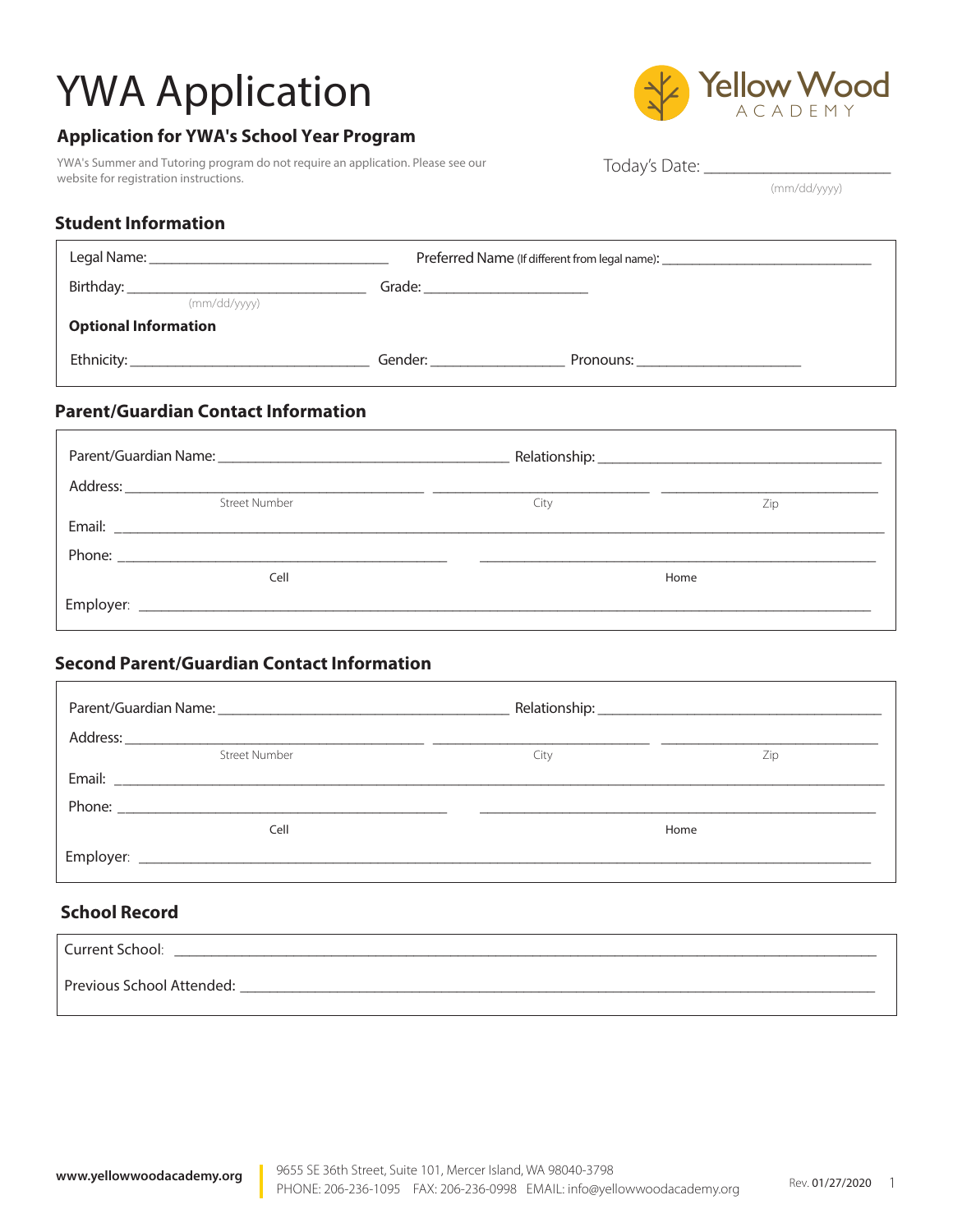# YWA Application

Yellow Wood ACADEMY

## Application for YWA's School Year Program

YWA's Summer and Tutoring program do not require an application. Please see our website for registration instructions.

Today's Date: ______________________
(mm/dd/yyyy)

### Student Information

Legal Name: ______________________________ Preferred Name (If different from legal name): ____________________________

Birthday: ______________________________ Grade: ______________________
(mm/dd/yyyy)

**Optional Information**

Ethnicity: ______________________________ Gender: __________________ Pronouns: ______________________

### Parent/Guardian Contact Information

Parent/Guardian Name: ____________________________________ Relationship: ____________________________________

Address: ____________________________________ ____________________________ ____________________________
Street Number City Zip

Email: ______________________________________________________________________________________________

Phone: ____________________________________________ ____________________________________________
Cell Home

Employer: ___________________________________________________________________________________________

### Second Parent/Guardian Contact Information

Parent/Guardian Name: ____________________________________ Relationship: ____________________________________

Address: ____________________________________ ____________________________ ____________________________
Street Number City Zip

Email: ______________________________________________________________________________________________

Phone: ____________________________________________ ____________________________________________
Cell Home

Employer: ___________________________________________________________________________________________

### School Record

Current School: ______________________________________________________________________________________

Previous School Attended: _____________________________________________________________________________

www.yellowwoodacademy.org

9655 SE 36th Street, Suite 101, Mercer Island, WA 98040-3798
PHONE: 206-236-1095 FAX: 206-236-0998 EMAIL: info@yellowwoodacademy.org

Rev. 01/27/2020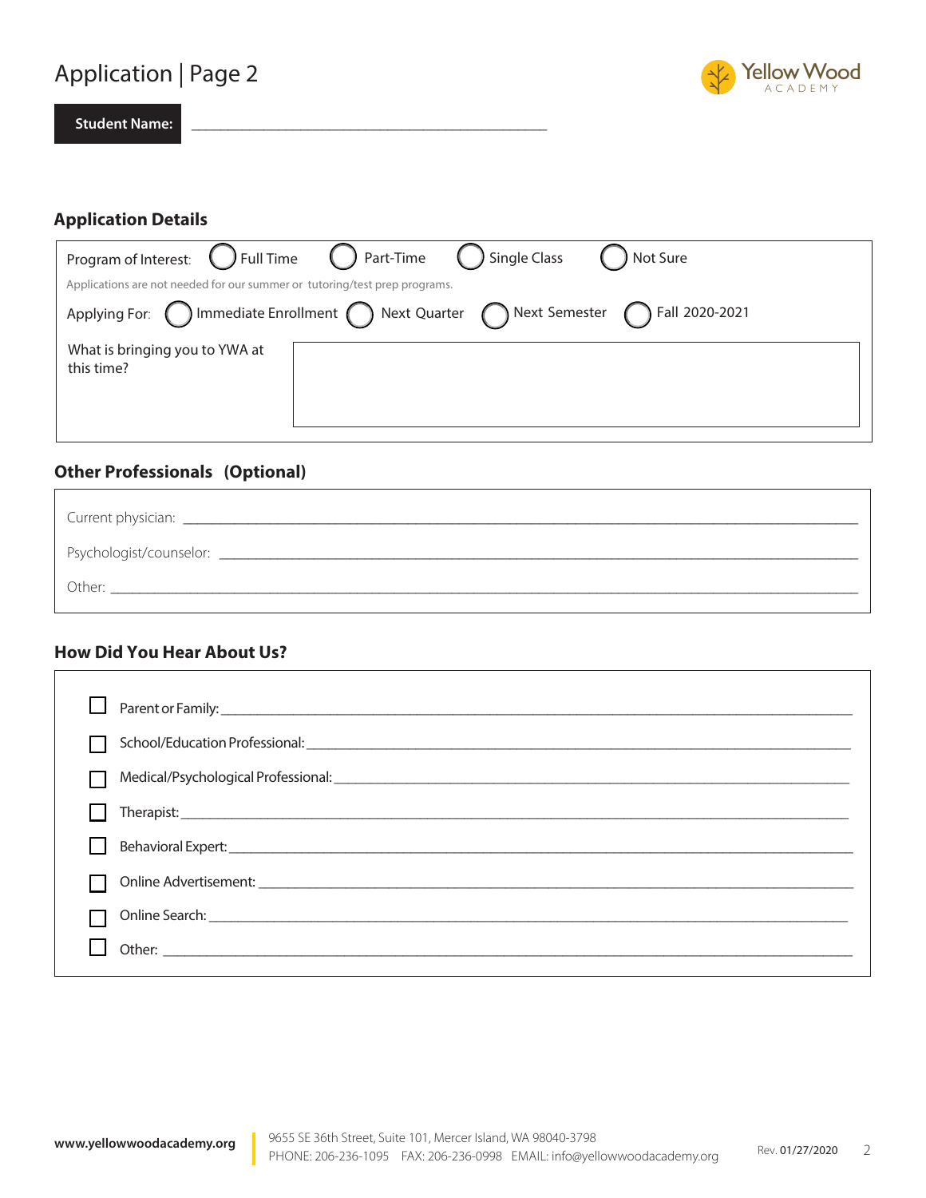# Application | Page 2

**Student Name:** ______________________________________

## Application Details

Program of Interest: ◯ Full Time ◯ Part-Time ◯ Single Class ◯ Not Sure

Applications are not needed for our summer or tutoring/test prep programs.

Applying For: ◯ Immediate Enrollment ◯ Next Quarter ◯ Next Semester ◯ Fall 2020-2021

What is bringing you to YWA at this time?

## Other Professionals (Optional)

Current physician: ______________________________________

Psychologist/counselor: ______________________________________

Other: ______________________________________

## How Did You Hear About Us?

- ☐ Parent or Family: ______________________________________
- ☐ School/Education Professional: ______________________________________
- ☐ Medical/Psychological Professional: ______________________________________
- ☐ Therapist: ______________________________________
- ☐ Behavioral Expert: ______________________________________
- ☐ Online Advertisement: ______________________________________
- ☐ Online Search: ______________________________________
- ☐ Other: ______________________________________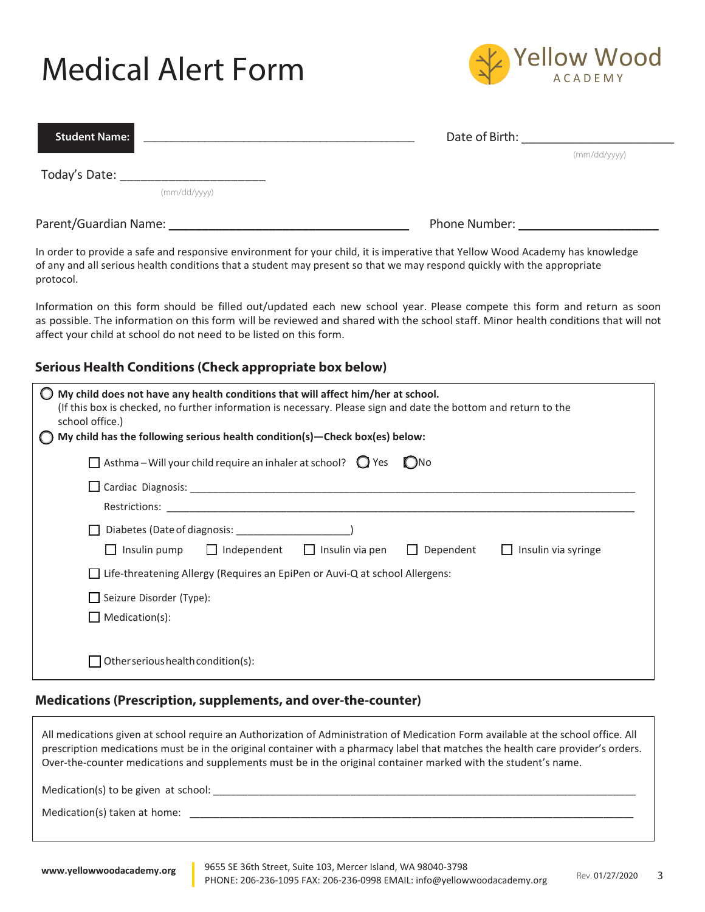# Medical Alert Form

Yellow Wood ACADEMY

**Student Name:** ____________________________________ Date of Birth: ____________________ (mm/dd/yyyy)

Today's Date: ____________________ (mm/dd/yyyy)

Parent/Guardian Name: ________________________________ Phone Number: ____________________

In order to provide a safe and responsive environment for your child, it is imperative that Yellow Wood Academy has knowledge of any and all serious health conditions that a student may present so that we may respond quickly with the appropriate protocol.

Information on this form should be filled out/updated each new school year. Please compete this form and return as soon as possible. The information on this form will be reviewed and shared with the school staff. Minor health conditions that will not affect your child at school do not need to be listed on this form.

### Serious Health Conditions (Check appropriate box below)

◯ **My child does not have any health conditions that will affect him/her at school.**
(If this box is checked, no further information is necessary. Please sign and date the bottom and return to the school office.)

◯ **My child has the following serious health condition(s)—Check box(es) below:**

- ☐ Asthma – Will your child require an inhaler at school? ◯ Yes ◯ No
- ☐ Cardiac Diagnosis: ____________________________________________
  Restrictions: ____________________________________________
- ☐ Diabetes (Date of diagnosis: ____________________)
  ☐ Insulin pump ☐ Independent ☐ Insulin via pen ☐ Dependent ☐ Insulin via syringe
- ☐ Life-threatening Allergy (Requires an EpiPen or Auvi-Q at school Allergens:
- ☐ Seizure Disorder (Type):
- ☐ Medication(s):
- ☐ Other serious health condition(s):

### Medications (Prescription, supplements, and over-the-counter)

All medications given at school require an Authorization of Administration of Medication Form available at the school office. All prescription medications must be in the original container with a pharmacy label that matches the health care provider's orders. Over-the-counter medications and supplements must be in the original container marked with the student's name.

Medication(s) to be given at school: ____________________________________________

Medication(s) taken at home: ____________________________________________

**www.yellowwoodacademy.org** | 9655 SE 36th Street, Suite 103, Mercer Island, WA 98040-3798
PHONE: 206-236-1095 FAX: 206-236-0998 EMAIL: info@yellowwoodacademy.org

Rev. 01/27/2020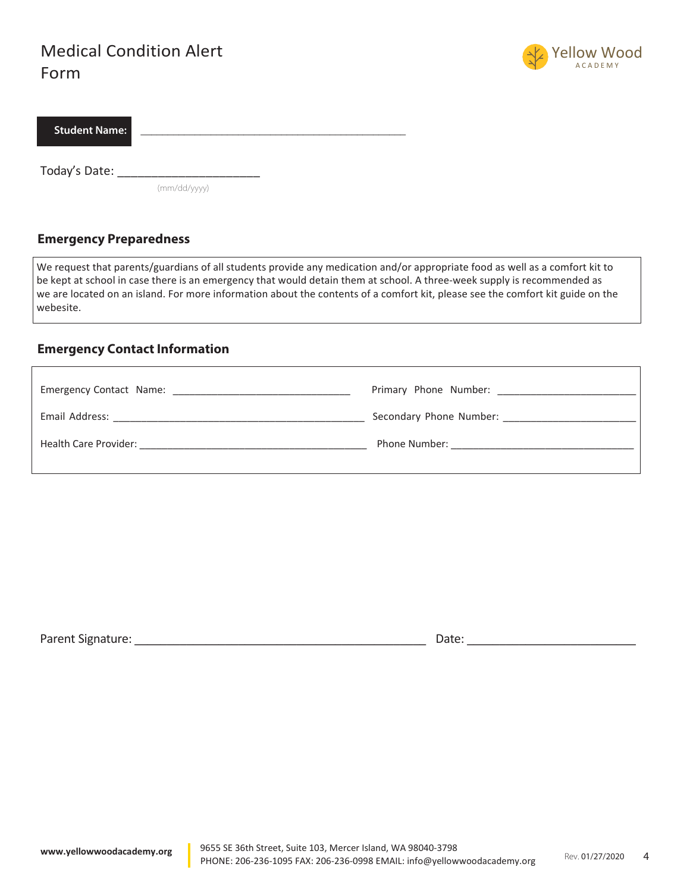# Medical Condition Alert Form

Yellow Wood ACADEMY

**Student Name:** ____________________________________________

Today's Date: _____________________
(mm/dd/yyyy)

## Emergency Preparedness

We request that parents/guardians of all students provide any medication and/or appropriate food as well as a comfort kit to be kept at school in case there is an emergency that would detain them at school. A three-week supply is recommended as we are located on an island. For more information about the contents of a comfort kit, please see the comfort kit guide on the webesite.

## Emergency Contact Information

Emergency Contact Name: ______________________________ Primary Phone Number: ________________________

Email Address: ____________________________________________ Secondary Phone Number: ______________________

Health Care Provider: ______________________________________ Phone Number: ______________________________

Parent Signature: _______________________________________________ Date: __________________________

www.yellowwoodacademy.org

9655 SE 36th Street, Suite 103, Mercer Island, WA 98040-3798
PHONE: 206-236-1095 FAX: 206-236-0998 EMAIL: info@yellowwoodacademy.org

Rev. 01/27/2020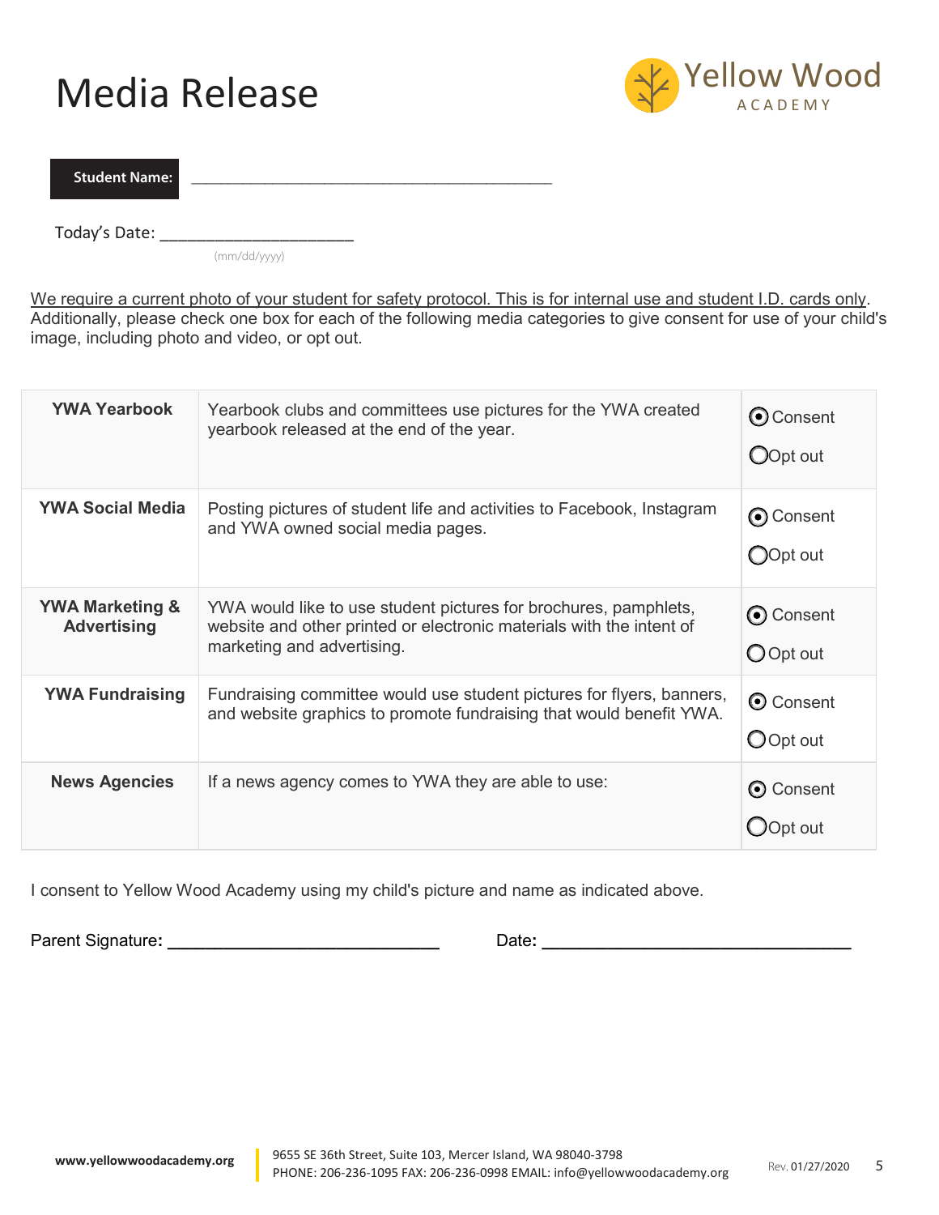# Media Release

Yellow Wood ACADEMY

**Student Name:** ________________________________________

Today's Date: ____________________
(mm/dd/yyyy)

We require a current photo of your student for safety protocol. This is for internal use and student I.D. cards only. Additionally, please check one box for each of the following media categories to give consent for use of your child's image, including photo and video, or opt out.

| | | |
|---|---|---|
| **YWA Yearbook** | Yearbook clubs and committees use pictures for the YWA created yearbook released at the end of the year. | ◉ Consent<br>○ Opt out |
| **YWA Social Media** | Posting pictures of student life and activities to Facebook, Instagram and YWA owned social media pages. | ◉ Consent<br>○ Opt out |
| **YWA Marketing & Advertising** | YWA would like to use student pictures for brochures, pamphlets, website and other printed or electronic materials with the intent of marketing and advertising. | ◉ Consent<br>○ Opt out |
| **YWA Fundraising** | Fundraising committee would use student pictures for flyers, banners, and website graphics to promote fundraising that would benefit YWA. | ◉ Consent<br>○ Opt out |
| **News Agencies** | If a news agency comes to YWA they are able to use: | ◉ Consent<br>○ Opt out |

I consent to Yellow Wood Academy using my child's picture and name as indicated above.

Parent Signature**:** ____________________________ Date**:** ________________________________

**www.yellowwoodacademy.org** | 9655 SE 36th Street, Suite 103, Mercer Island, WA 98040-3798
PHONE: 206-236-1095 FAX: 206-236-0998 EMAIL: info@yellowwoodacademy.org

Rev. 01/27/2020